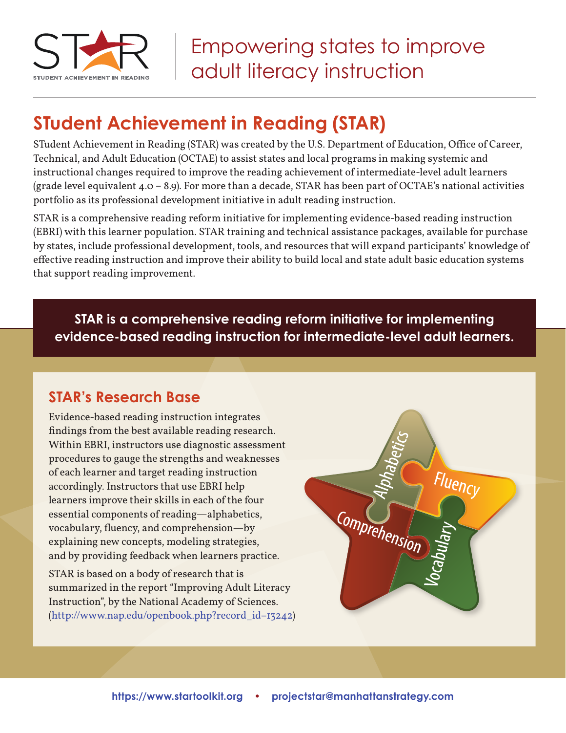STAR — STUDENT ACHIEVEMENT IN READING

Empowering states to improve adult literacy instruction

## STudent Achievement in Reading (STAR)

STudent Achievement in Reading (STAR) was created by the U.S. Department of Education, Office of Career, Technical, and Adult Education (OCTAE) to assist states and local programs in making systemic and instructional changes required to improve the reading achievement of intermediate-level adult learners (grade level equivalent 4.0 – 8.9). For more than a decade, STAR has been part of OCTAE's national activities portfolio as its professional development initiative in adult reading instruction.

STAR is a comprehensive reading reform initiative for implementing evidence-based reading instruction (EBRI) with this learner population. STAR training and technical assistance packages, available for purchase by states, include professional development, tools, and resources that will expand participants' knowledge of effective reading instruction and improve their ability to build local and state adult basic education systems that support reading improvement.

**STAR is a comprehensive reading reform initiative for implementing evidence-based reading instruction for intermediate-level adult learners.**

### STAR's Research Base

Evidence-based reading instruction integrates findings from the best available reading research. Within EBRI, instructors use diagnostic assessment procedures to gauge the strengths and weaknesses of each learner and target reading instruction accordingly. Instructors that use EBRI help learners improve their skills in each of the four essential components of reading—alphabetics, vocabulary, fluency, and comprehension—by explaining new concepts, modeling strategies, and by providing feedback when learners practice.

STAR is based on a body of research that is summarized in the report "Improving Adult Literacy Instruction", by the National Academy of Sciences. (http://www.nap.edu/openbook.php?record_id=13242)

Alphabetics · Fluency · Comprehension · Vocabulary

**https://www.startoolkit.org • projectstar@manhattanstrategy.com**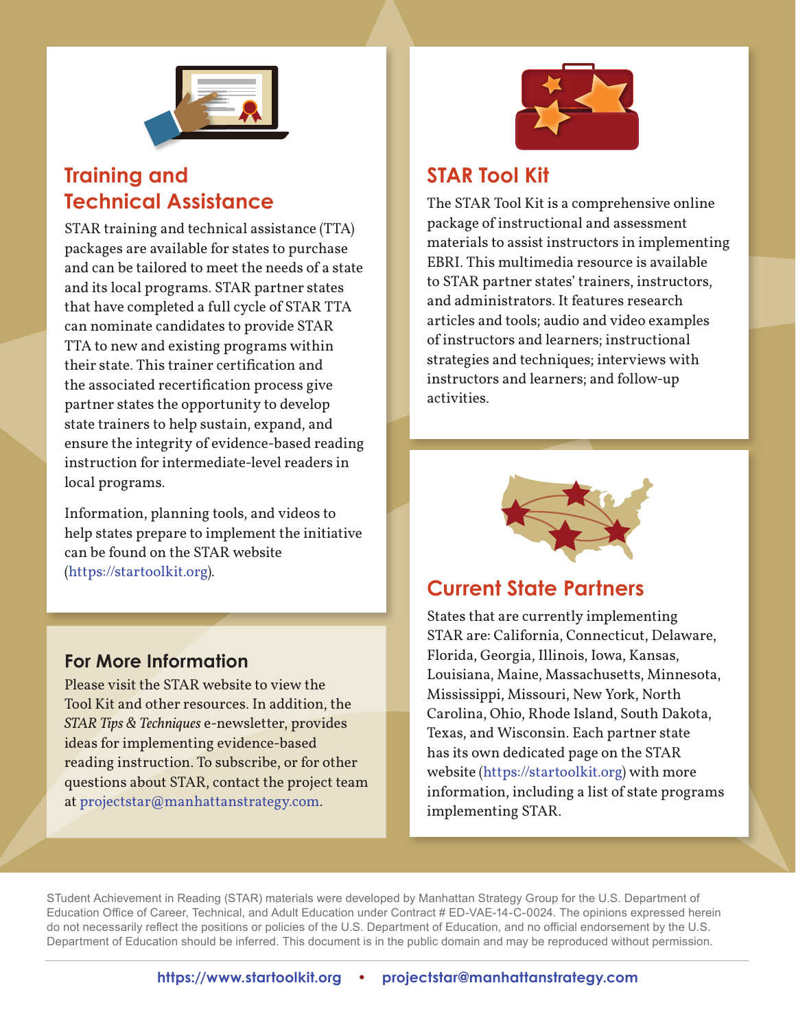## Training and Technical Assistance

STAR training and technical assistance (TTA) packages are available for states to purchase and can be tailored to meet the needs of a state and its local programs. STAR partner states that have completed a full cycle of STAR TTA can nominate candidates to provide STAR TTA to new and existing programs within their state. This trainer certification and the associated recertification process give partner states the opportunity to develop state trainers to help sustain, expand, and ensure the integrity of evidence-based reading instruction for intermediate-level readers in local programs.

Information, planning tools, and videos to help states prepare to implement the initiative can be found on the STAR website (https://startoolkit.org).

## For More Information

Please visit the STAR website to view the Tool Kit and other resources. In addition, the *STAR Tips & Techniques* e-newsletter, provides ideas for implementing evidence-based reading instruction. To subscribe, or for other questions about STAR, contact the project team at projectstar@manhattanstrategy.com.

## STAR Tool Kit

The STAR Tool Kit is a comprehensive online package of instructional and assessment materials to assist instructors in implementing EBRI. This multimedia resource is available to STAR partner states' trainers, instructors, and administrators. It features research articles and tools; audio and video examples of instructors and learners; instructional strategies and techniques; interviews with instructors and learners; and follow-up activities.

## Current State Partners

States that are currently implementing STAR are: California, Connecticut, Delaware, Florida, Georgia, Illinois, Iowa, Kansas, Louisiana, Maine, Massachusetts, Minnesota, Mississippi, Missouri, New York, North Carolina, Ohio, Rhode Island, South Dakota, Texas, and Wisconsin. Each partner state has its own dedicated page on the STAR website (https://startoolkit.org) with more information, including a list of state programs implementing STAR.

STudent Achievement in Reading (STAR) materials were developed by Manhattan Strategy Group for the U.S. Department of Education Office of Career, Technical, and Adult Education under Contract # ED-VAE-14-C-0024. The opinions expressed herein do not necessarily reflect the positions or policies of the U.S. Department of Education, and no official endorsement by the U.S. Department of Education should be inferred. This document is in the public domain and may be reproduced without permission.

**https://www.startoolkit.org • projectstar@manhattanstrategy.com**